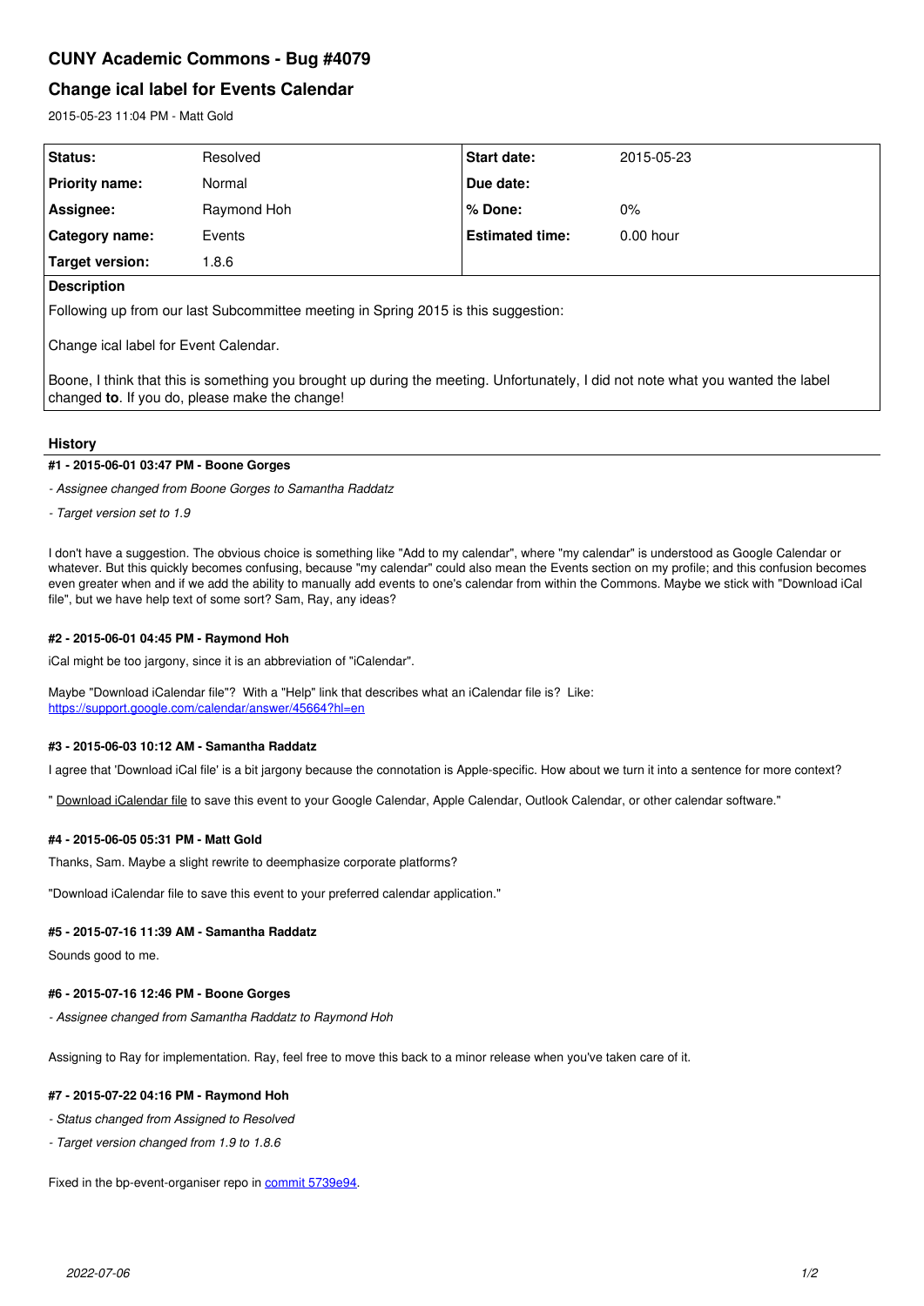# CUNY Academic Commons - Bug #4079

## Change ical label for Events Calendar

2015-05-23 11:04 PM - Matt Gold

| **Status:** | Resolved | **Start date:** | 2015-05-23 |
|---|---|---|---|
| **Priority name:** | Normal | **Due date:** | |
| **Assignee:** | Raymond Hoh | **% Done:** | 0% |
| **Category name:** | Events | **Estimated time:** | 0.00 hour |
| **Target version:** | 1.8.6 | | |

**Description**

Following up from our last Subcommittee meeting in Spring 2015 is this suggestion:

Change ical label for Event Calendar.

Boone, I think that this is something you brought up during the meeting. Unfortunately, I did not note what you wanted the label changed **to**. If you do, please make the change!

### History

#### #1 - 2015-06-01 03:47 PM - Boone Gorges

*- Assignee changed from Boone Gorges to Samantha Raddatz*

*- Target version set to 1.9*

I don't have a suggestion. The obvious choice is something like "Add to my calendar", where "my calendar" is understood as Google Calendar or whatever. But this quickly becomes confusing, because "my calendar" could also mean the Events section on my profile; and this confusion becomes even greater when and if we add the ability to manually add events to one's calendar from within the Commons. Maybe we stick with "Download iCal file", but we have help text of some sort? Sam, Ray, any ideas?

#### #2 - 2015-06-01 04:45 PM - Raymond Hoh

iCal might be too jargony, since it is an abbreviation of "iCalendar".

Maybe "Download iCalendar file"? With a "Help" link that describes what an iCalendar file is? Like:
https://support.google.com/calendar/answer/45664?hl=en

#### #3 - 2015-06-03 10:12 AM - Samantha Raddatz

I agree that 'Download iCal file' is a bit jargony because the connotation is Apple-specific. How about we turn it into a sentence for more context?

" Download iCalendar file to save this event to your Google Calendar, Apple Calendar, Outlook Calendar, or other calendar software."

#### #4 - 2015-06-05 05:31 PM - Matt Gold

Thanks, Sam. Maybe a slight rewrite to deemphasize corporate platforms?

"Download iCalendar file to save this event to your preferred calendar application."

#### #5 - 2015-07-16 11:39 AM - Samantha Raddatz

Sounds good to me.

#### #6 - 2015-07-16 12:46 PM - Boone Gorges

*- Assignee changed from Samantha Raddatz to Raymond Hoh*

Assigning to Ray for implementation. Ray, feel free to move this back to a minor release when you've taken care of it.

#### #7 - 2015-07-22 04:16 PM - Raymond Hoh

*- Status changed from Assigned to Resolved*

*- Target version changed from 1.9 to 1.8.6*

Fixed in the bp-event-organiser repo in commit 5739e94.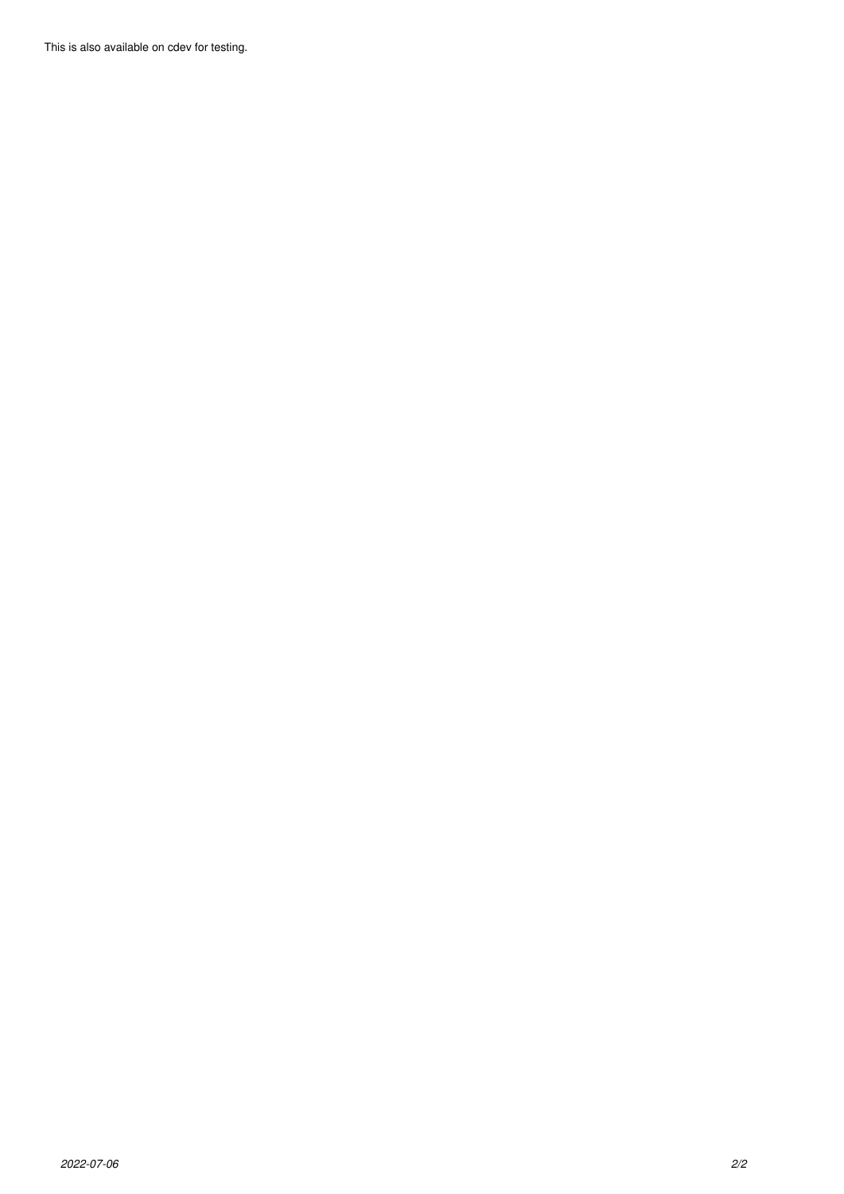This is also available on cdev for testing.